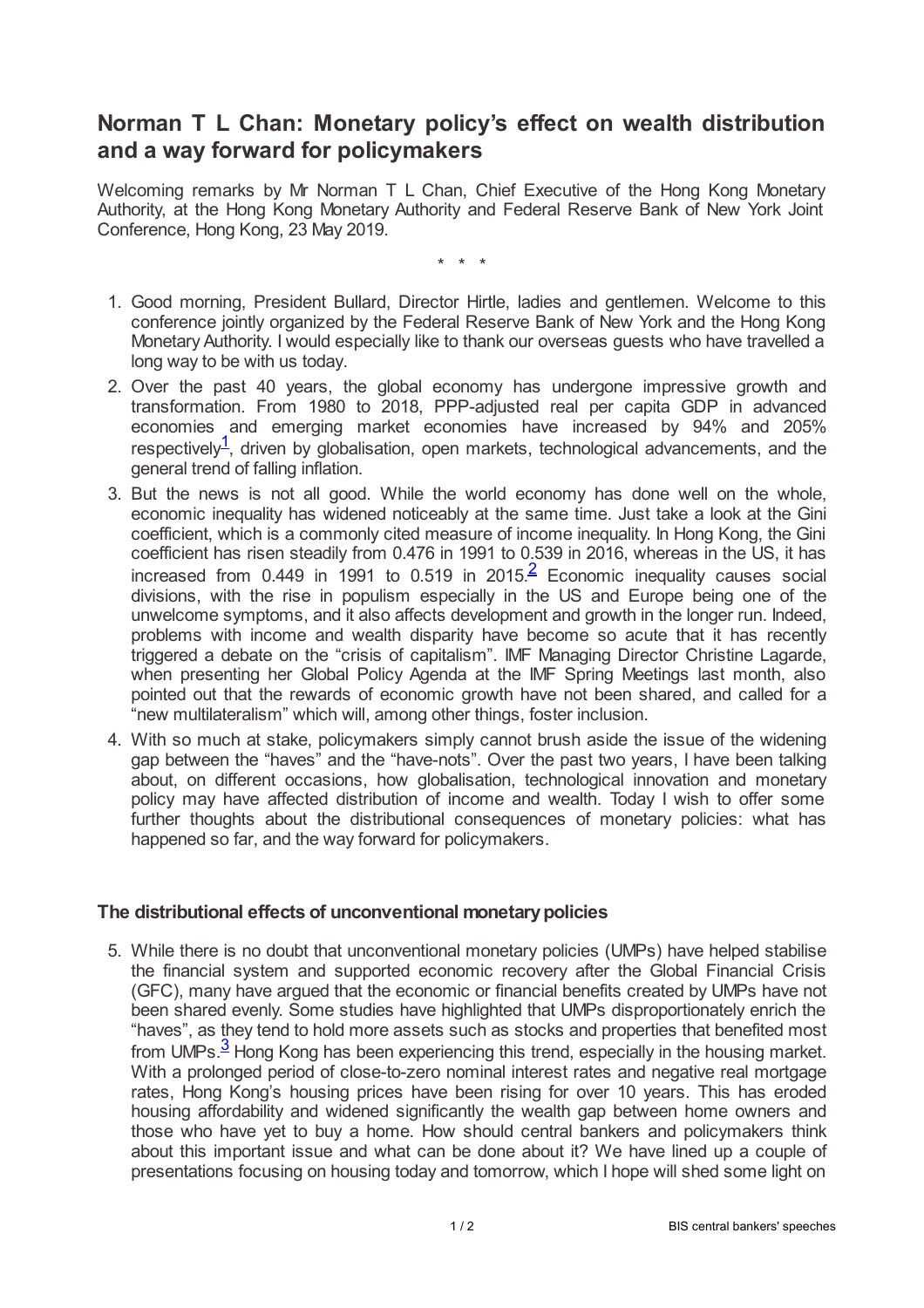# Norman T L Chan: Monetary policy's effect on wealth distribution and a way forward for policymakers

Welcoming remarks by Mr Norman T L Chan, Chief Executive of the Hong Kong Monetary Authority, at the Hong Kong Monetary Authority and Federal Reserve Bank of New York Joint Conference, Hong Kong, 23 May 2019.

\* \* \*

1. Good morning, President Bullard, Director Hirtle, ladies and gentlemen. Welcome to this conference jointly organized by the Federal Reserve Bank of New York and the Hong Kong Monetary Authority. I would especially like to thank our overseas guests who have travelled a long way to be with us today.
2. Over the past 40 years, the global economy has undergone impressive growth and transformation. From 1980 to 2018, PPP-adjusted real per capita GDP in advanced economies and emerging market economies have increased by 94% and 205% respectively[1], driven by globalisation, open markets, technological advancements, and the general trend of falling inflation.
3. But the news is not all good. While the world economy has done well on the whole, economic inequality has widened noticeably at the same time. Just take a look at the Gini coefficient, which is a commonly cited measure of income inequality. In Hong Kong, the Gini coefficient has risen steadily from 0.476 in 1991 to 0.539 in 2016, whereas in the US, it has increased from 0.449 in 1991 to 0.519 in 2015.[2] Economic inequality causes social divisions, with the rise in populism especially in the US and Europe being one of the unwelcome symptoms, and it also affects development and growth in the longer run. Indeed, problems with income and wealth disparity have become so acute that it has recently triggered a debate on the "crisis of capitalism". IMF Managing Director Christine Lagarde, when presenting her Global Policy Agenda at the IMF Spring Meetings last month, also pointed out that the rewards of economic growth have not been shared, and called for a "new multilateralism" which will, among other things, foster inclusion.
4. With so much at stake, policymakers simply cannot brush aside the issue of the widening gap between the "haves" and the "have-nots". Over the past two years, I have been talking about, on different occasions, how globalisation, technological innovation and monetary policy may have affected distribution of income and wealth. Today I wish to offer some further thoughts about the distributional consequences of monetary policies: what has happened so far, and the way forward for policymakers.

## The distributional effects of unconventional monetary policies

5. While there is no doubt that unconventional monetary policies (UMPs) have helped stabilise the financial system and supported economic recovery after the Global Financial Crisis (GFC), many have argued that the economic or financial benefits created by UMPs have not been shared evenly. Some studies have highlighted that UMPs disproportionately enrich the "haves", as they tend to hold more assets such as stocks and properties that benefited most from UMPs.[3] Hong Kong has been experiencing this trend, especially in the housing market. With a prolonged period of close-to-zero nominal interest rates and negative real mortgage rates, Hong Kong's housing prices have been rising for over 10 years. This has eroded housing affordability and widened significantly the wealth gap between home owners and those who have yet to buy a home. How should central bankers and policymakers think about this important issue and what can be done about it? We have lined up a couple of presentations focusing on housing today and tomorrow, which I hope will shed some light on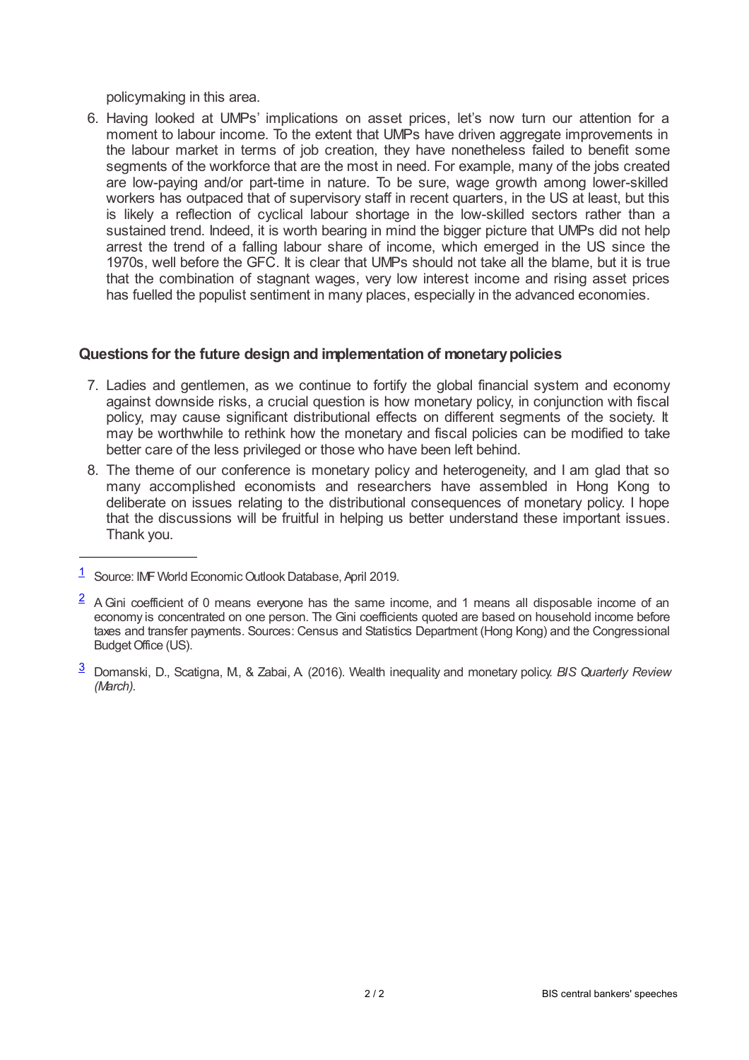policymaking in this area.

6. Having looked at UMPs' implications on asset prices, let's now turn our attention for a moment to labour income. To the extent that UMPs have driven aggregate improvements in the labour market in terms of job creation, they have nonetheless failed to benefit some segments of the workforce that are the most in need. For example, many of the jobs created are low-paying and/or part-time in nature. To be sure, wage growth among lower-skilled workers has outpaced that of supervisory staff in recent quarters, in the US at least, but this is likely a reflection of cyclical labour shortage in the low-skilled sectors rather than a sustained trend. Indeed, it is worth bearing in mind the bigger picture that UMPs did not help arrest the trend of a falling labour share of income, which emerged in the US since the 1970s, well before the GFC. It is clear that UMPs should not take all the blame, but it is true that the combination of stagnant wages, very low interest income and rising asset prices has fuelled the populist sentiment in many places, especially in the advanced economies.

## Questions for the future design and implementation of monetary policies

7. Ladies and gentlemen, as we continue to fortify the global financial system and economy against downside risks, a crucial question is how monetary policy, in conjunction with fiscal policy, may cause significant distributional effects on different segments of the society. It may be worthwhile to rethink how the monetary and fiscal policies can be modified to take better care of the less privileged or those who have been left behind.

8. The theme of our conference is monetary policy and heterogeneity, and I am glad that so many accomplished economists and researchers have assembled in Hong Kong to deliberate on issues relating to the distributional consequences of monetary policy. I hope that the discussions will be fruitful in helping us better understand these important issues. Thank you.

---

[1] Source: IMF World Economic Outlook Database, April 2019.

[2] A Gini coefficient of 0 means everyone has the same income, and 1 means all disposable income of an economy is concentrated on one person. The Gini coefficients quoted are based on household income before taxes and transfer payments. Sources: Census and Statistics Department (Hong Kong) and the Congressional Budget Office (US).

[3] Domanski, D., Scatigna, M., & Zabai, A. (2016). Wealth inequality and monetary policy. *BIS Quarterly Review (March).*